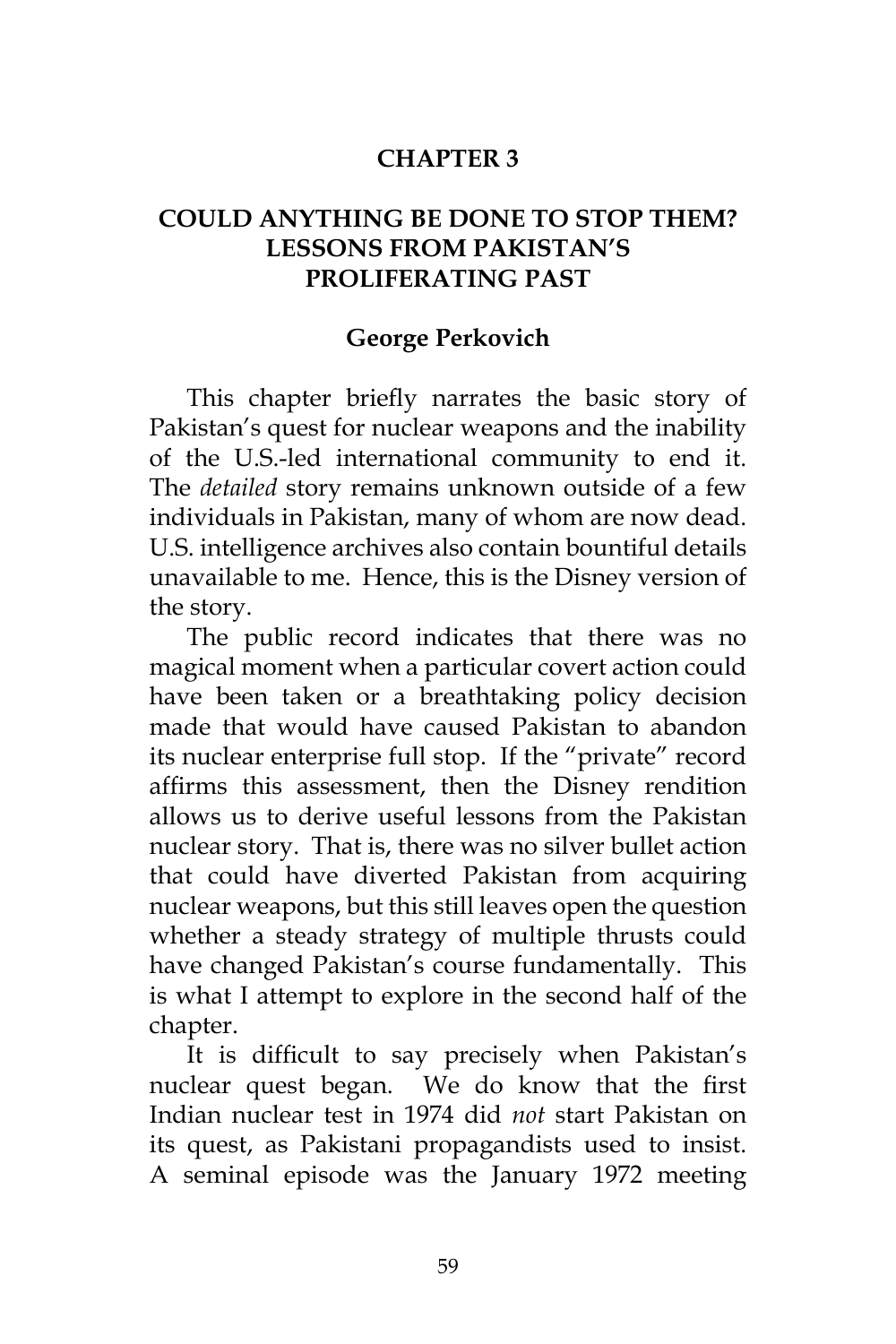# CHAPTER 3

## COULD ANYTHING BE DONE TO STOP THEM? LESSONS FROM PAKISTAN'S PROLIFERATING PAST

**George Perkovich**

This chapter briefly narrates the basic story of Pakistan's quest for nuclear weapons and the inability of the U.S.-led international community to end it. The *detailed* story remains unknown outside of a few individuals in Pakistan, many of whom are now dead. U.S. intelligence archives also contain bountiful details unavailable to me. Hence, this is the Disney version of the story.

The public record indicates that there was no magical moment when a particular covert action could have been taken or a breathtaking policy decision made that would have caused Pakistan to abandon its nuclear enterprise full stop. If the "private" record affirms this assessment, then the Disney rendition allows us to derive useful lessons from the Pakistan nuclear story. That is, there was no silver bullet action that could have diverted Pakistan from acquiring nuclear weapons, but this still leaves open the question whether a steady strategy of multiple thrusts could have changed Pakistan's course fundamentally. This is what I attempt to explore in the second half of the chapter.

It is difficult to say precisely when Pakistan's nuclear quest began. We do know that the first Indian nuclear test in 1974 did *not* start Pakistan on its quest, as Pakistani propagandists used to insist. A seminal episode was the January 1972 meeting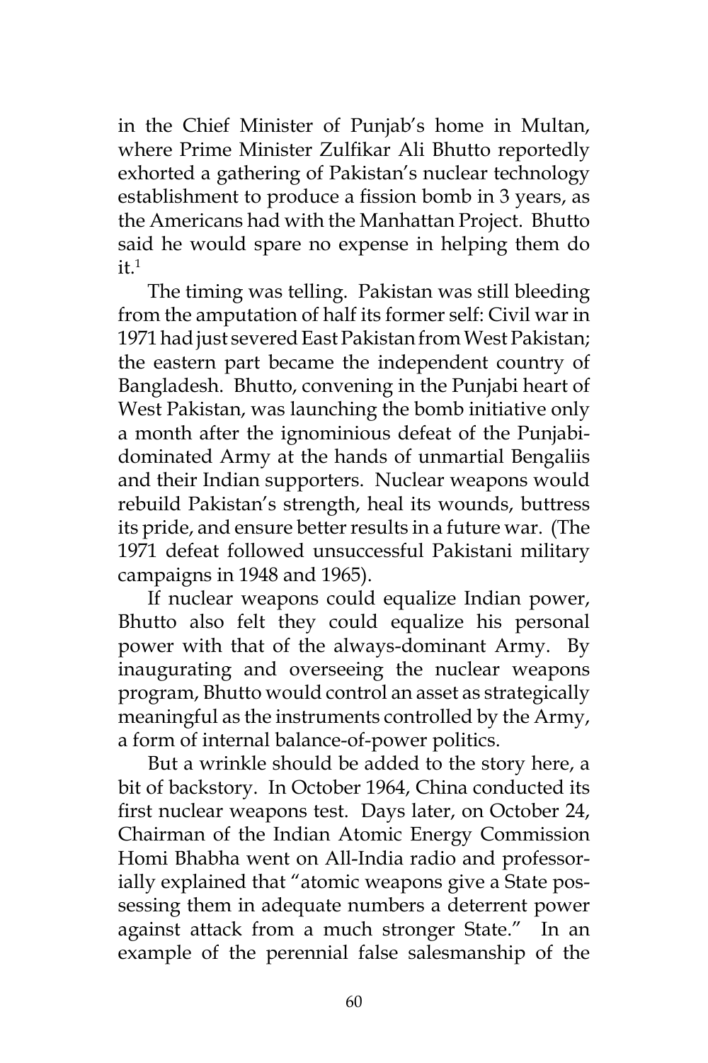in the Chief Minister of Punjab's home in Multan, where Prime Minister Zulfikar Ali Bhutto reportedly exhorted a gathering of Pakistan's nuclear technology establishment to produce a fission bomb in 3 years, as the Americans had with the Manhattan Project. Bhutto said he would spare no expense in helping them do it.[1]

The timing was telling. Pakistan was still bleeding from the amputation of half its former self: Civil war in 1971 had just severed East Pakistan from West Pakistan; the eastern part became the independent country of Bangladesh. Bhutto, convening in the Punjabi heart of West Pakistan, was launching the bomb initiative only a month after the ignominious defeat of the Punjabi-dominated Army at the hands of unmartial Bengaliis and their Indian supporters. Nuclear weapons would rebuild Pakistan's strength, heal its wounds, buttress its pride, and ensure better results in a future war. (The 1971 defeat followed unsuccessful Pakistani military campaigns in 1948 and 1965).

If nuclear weapons could equalize Indian power, Bhutto also felt they could equalize his personal power with that of the always-dominant Army. By inaugurating and overseeing the nuclear weapons program, Bhutto would control an asset as strategically meaningful as the instruments controlled by the Army, a form of internal balance-of-power politics.

But a wrinkle should be added to the story here, a bit of backstory. In October 1964, China conducted its first nuclear weapons test. Days later, on October 24, Chairman of the Indian Atomic Energy Commission Homi Bhabha went on All-India radio and professorially explained that "atomic weapons give a State possessing them in adequate numbers a deterrent power against attack from a much stronger State." In an example of the perennial false salesmanship of the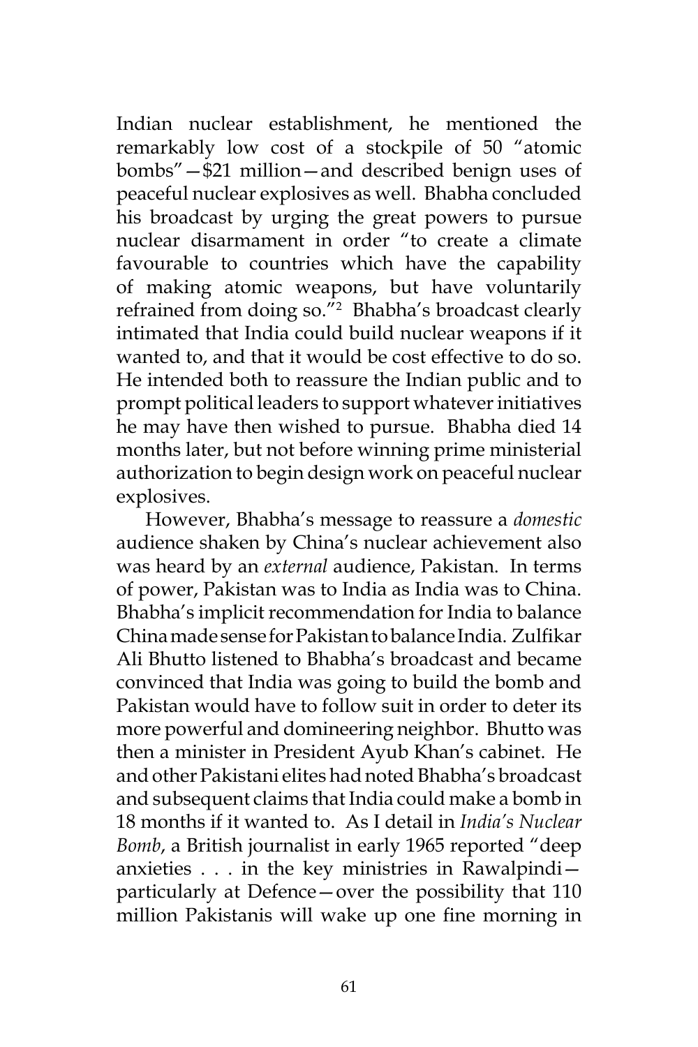Indian nuclear establishment, he mentioned the remarkably low cost of a stockpile of 50 "atomic bombs"—$21 million—and described benign uses of peaceful nuclear explosives as well. Bhabha concluded his broadcast by urging the great powers to pursue nuclear disarmament in order "to create a climate favourable to countries which have the capability of making atomic weapons, but have voluntarily refrained from doing so."[2] Bhabha's broadcast clearly intimated that India could build nuclear weapons if it wanted to, and that it would be cost effective to do so. He intended both to reassure the Indian public and to prompt political leaders to support whatever initiatives he may have then wished to pursue. Bhabha died 14 months later, but not before winning prime ministerial authorization to begin design work on peaceful nuclear explosives.

However, Bhabha's message to reassure a *domestic* audience shaken by China's nuclear achievement also was heard by an *external* audience, Pakistan. In terms of power, Pakistan was to India as India was to China. Bhabha's implicit recommendation for India to balance China made sense for Pakistan to balance India. Zulfikar Ali Bhutto listened to Bhabha's broadcast and became convinced that India was going to build the bomb and Pakistan would have to follow suit in order to deter its more powerful and domineering neighbor. Bhutto was then a minister in President Ayub Khan's cabinet. He and other Pakistani elites had noted Bhabha's broadcast and subsequent claims that India could make a bomb in 18 months if it wanted to. As I detail in *India's Nuclear Bomb*, a British journalist in early 1965 reported "deep anxieties . . . in the key ministries in Rawalpindi—particularly at Defence—over the possibility that 110 million Pakistanis will wake up one fine morning in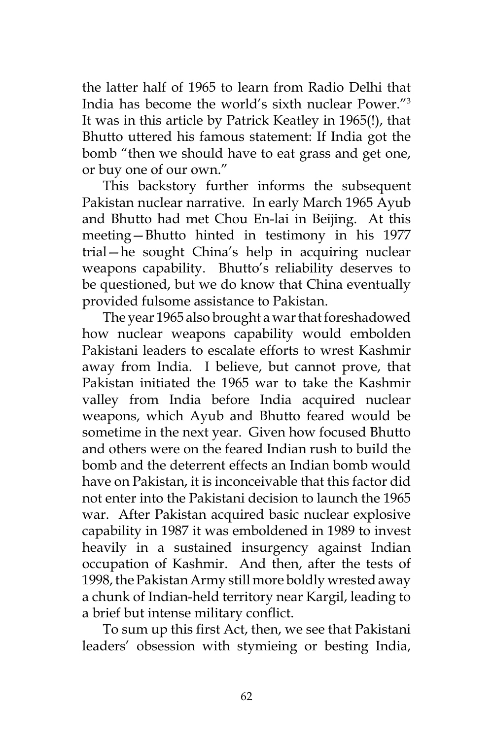the latter half of 1965 to learn from Radio Delhi that India has become the world's sixth nuclear Power."[3] It was in this article by Patrick Keatley in 1965(!), that Bhutto uttered his famous statement: If India got the bomb "then we should have to eat grass and get one, or buy one of our own."

This backstory further informs the subsequent Pakistan nuclear narrative. In early March 1965 Ayub and Bhutto had met Chou En-lai in Beijing. At this meeting—Bhutto hinted in testimony in his 1977 trial—he sought China's help in acquiring nuclear weapons capability. Bhutto's reliability deserves to be questioned, but we do know that China eventually provided fulsome assistance to Pakistan.

The year 1965 also brought a war that foreshadowed how nuclear weapons capability would embolden Pakistani leaders to escalate efforts to wrest Kashmir away from India. I believe, but cannot prove, that Pakistan initiated the 1965 war to take the Kashmir valley from India before India acquired nuclear weapons, which Ayub and Bhutto feared would be sometime in the next year. Given how focused Bhutto and others were on the feared Indian rush to build the bomb and the deterrent effects an Indian bomb would have on Pakistan, it is inconceivable that this factor did not enter into the Pakistani decision to launch the 1965 war. After Pakistan acquired basic nuclear explosive capability in 1987 it was emboldened in 1989 to invest heavily in a sustained insurgency against Indian occupation of Kashmir. And then, after the tests of 1998, the Pakistan Army still more boldly wrested away a chunk of Indian-held territory near Kargil, leading to a brief but intense military conflict.

To sum up this first Act, then, we see that Pakistani leaders' obsession with stymieing or besting India,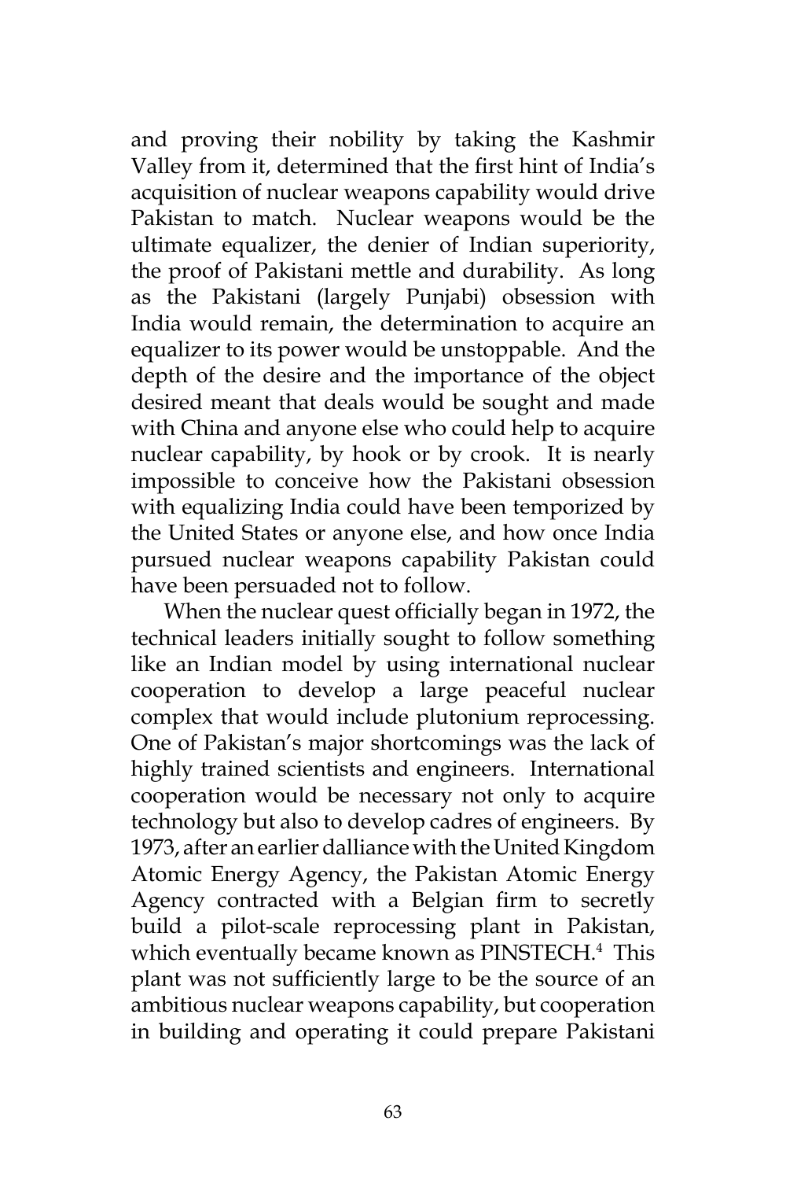and proving their nobility by taking the Kashmir Valley from it, determined that the first hint of India's acquisition of nuclear weapons capability would drive Pakistan to match. Nuclear weapons would be the ultimate equalizer, the denier of Indian superiority, the proof of Pakistani mettle and durability. As long as the Pakistani (largely Punjabi) obsession with India would remain, the determination to acquire an equalizer to its power would be unstoppable. And the depth of the desire and the importance of the object desired meant that deals would be sought and made with China and anyone else who could help to acquire nuclear capability, by hook or by crook. It is nearly impossible to conceive how the Pakistani obsession with equalizing India could have been temporized by the United States or anyone else, and how once India pursued nuclear weapons capability Pakistan could have been persuaded not to follow.

When the nuclear quest officially began in 1972, the technical leaders initially sought to follow something like an Indian model by using international nuclear cooperation to develop a large peaceful nuclear complex that would include plutonium reprocessing. One of Pakistan's major shortcomings was the lack of highly trained scientists and engineers. International cooperation would be necessary not only to acquire technology but also to develop cadres of engineers. By 1973, after an earlier dalliance with the United Kingdom Atomic Energy Agency, the Pakistan Atomic Energy Agency contracted with a Belgian firm to secretly build a pilot-scale reprocessing plant in Pakistan, which eventually became known as PINSTECH.[4] This plant was not sufficiently large to be the source of an ambitious nuclear weapons capability, but cooperation in building and operating it could prepare Pakistani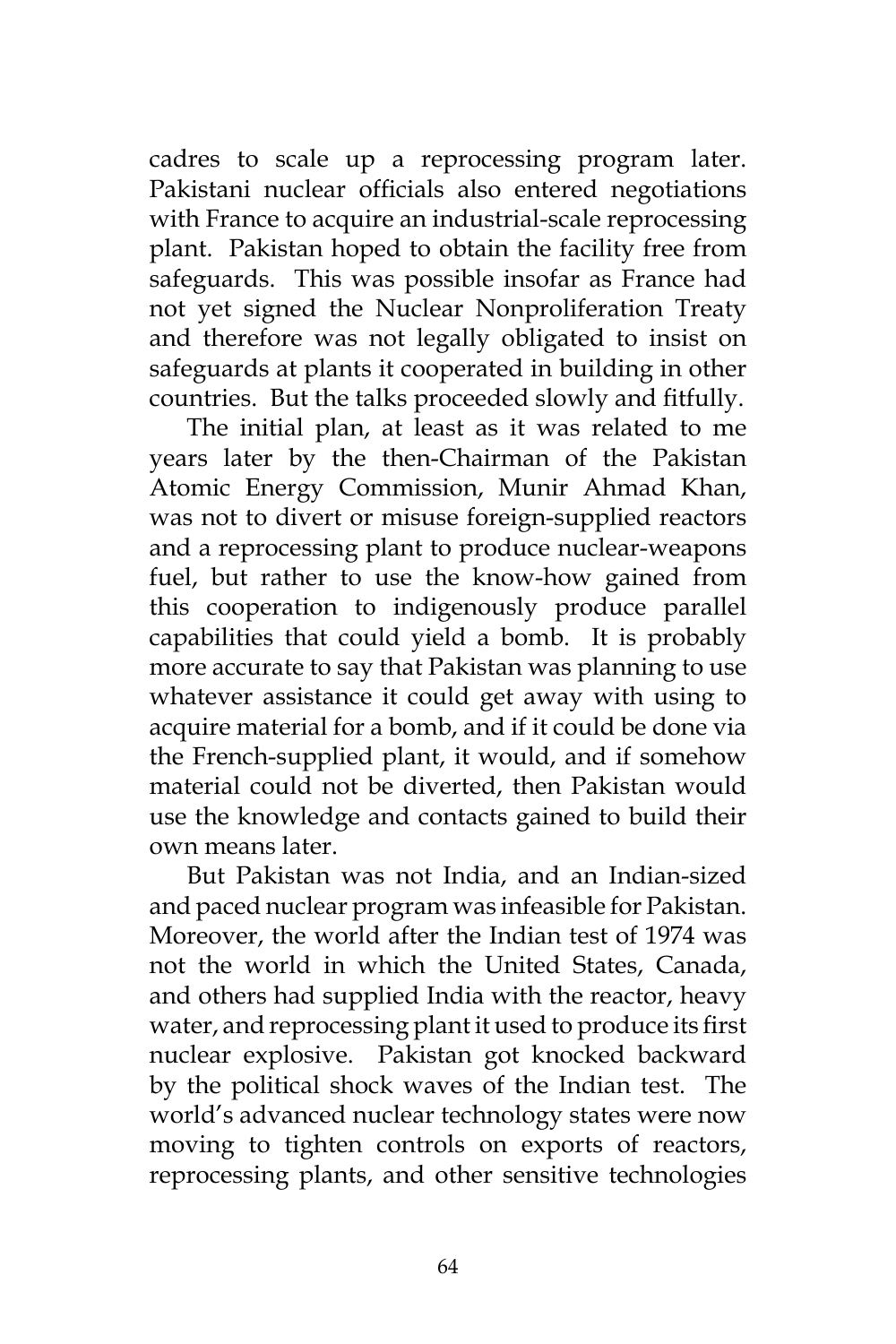cadres to scale up a reprocessing program later. Pakistani nuclear officials also entered negotiations with France to acquire an industrial-scale reprocessing plant. Pakistan hoped to obtain the facility free from safeguards. This was possible insofar as France had not yet signed the Nuclear Nonproliferation Treaty and therefore was not legally obligated to insist on safeguards at plants it cooperated in building in other countries. But the talks proceeded slowly and fitfully.

The initial plan, at least as it was related to me years later by the then-Chairman of the Pakistan Atomic Energy Commission, Munir Ahmad Khan, was not to divert or misuse foreign-supplied reactors and a reprocessing plant to produce nuclear-weapons fuel, but rather to use the know-how gained from this cooperation to indigenously produce parallel capabilities that could yield a bomb. It is probably more accurate to say that Pakistan was planning to use whatever assistance it could get away with using to acquire material for a bomb, and if it could be done via the French-supplied plant, it would, and if somehow material could not be diverted, then Pakistan would use the knowledge and contacts gained to build their own means later.

But Pakistan was not India, and an Indian-sized and paced nuclear program was infeasible for Pakistan. Moreover, the world after the Indian test of 1974 was not the world in which the United States, Canada, and others had supplied India with the reactor, heavy water, and reprocessing plant it used to produce its first nuclear explosive. Pakistan got knocked backward by the political shock waves of the Indian test. The world's advanced nuclear technology states were now moving to tighten controls on exports of reactors, reprocessing plants, and other sensitive technologies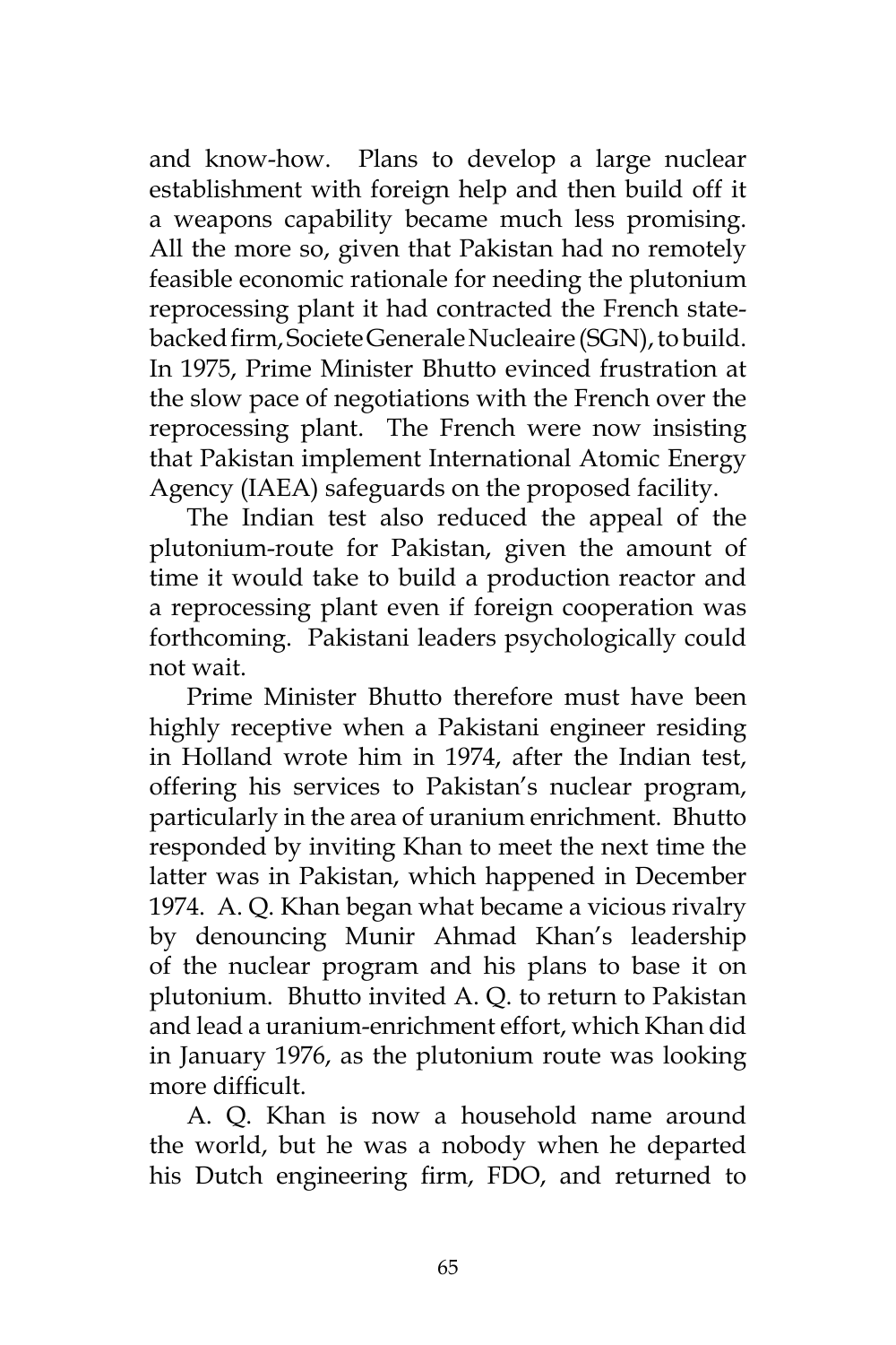and know-how. Plans to develop a large nuclear establishment with foreign help and then build off it a weapons capability became much less promising. All the more so, given that Pakistan had no remotely feasible economic rationale for needing the plutonium reprocessing plant it had contracted the French state-backed firm, Societe Generale Nucleaire (SGN), to build. In 1975, Prime Minister Bhutto evinced frustration at the slow pace of negotiations with the French over the reprocessing plant. The French were now insisting that Pakistan implement International Atomic Energy Agency (IAEA) safeguards on the proposed facility.

The Indian test also reduced the appeal of the plutonium-route for Pakistan, given the amount of time it would take to build a production reactor and a reprocessing plant even if foreign cooperation was forthcoming. Pakistani leaders psychologically could not wait.

Prime Minister Bhutto therefore must have been highly receptive when a Pakistani engineer residing in Holland wrote him in 1974, after the Indian test, offering his services to Pakistan's nuclear program, particularly in the area of uranium enrichment. Bhutto responded by inviting Khan to meet the next time the latter was in Pakistan, which happened in December 1974. A. Q. Khan began what became a vicious rivalry by denouncing Munir Ahmad Khan's leadership of the nuclear program and his plans to base it on plutonium. Bhutto invited A. Q. to return to Pakistan and lead a uranium-enrichment effort, which Khan did in January 1976, as the plutonium route was looking more difficult.

A. Q. Khan is now a household name around the world, but he was a nobody when he departed his Dutch engineering firm, FDO, and returned to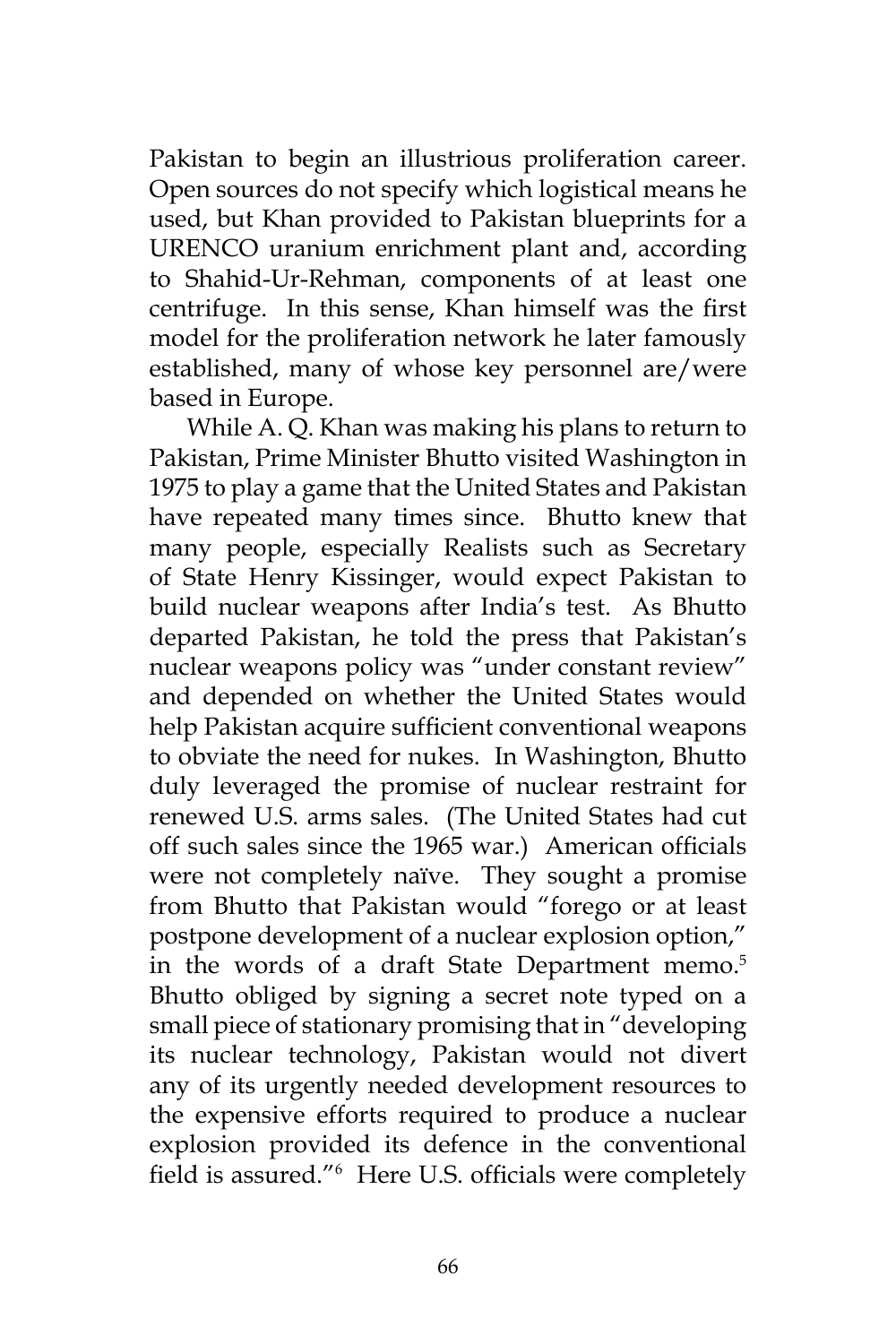Pakistan to begin an illustrious proliferation career. Open sources do not specify which logistical means he used, but Khan provided to Pakistan blueprints for a URENCO uranium enrichment plant and, according to Shahid-Ur-Rehman, components of at least one centrifuge. In this sense, Khan himself was the first model for the proliferation network he later famously established, many of whose key personnel are/were based in Europe.

While A. Q. Khan was making his plans to return to Pakistan, Prime Minister Bhutto visited Washington in 1975 to play a game that the United States and Pakistan have repeated many times since. Bhutto knew that many people, especially Realists such as Secretary of State Henry Kissinger, would expect Pakistan to build nuclear weapons after India's test. As Bhutto departed Pakistan, he told the press that Pakistan's nuclear weapons policy was "under constant review" and depended on whether the United States would help Pakistan acquire sufficient conventional weapons to obviate the need for nukes. In Washington, Bhutto duly leveraged the promise of nuclear restraint for renewed U.S. arms sales. (The United States had cut off such sales since the 1965 war.) American officials were not completely naïve. They sought a promise from Bhutto that Pakistan would "forego or at least postpone development of a nuclear explosion option," in the words of a draft State Department memo.[5] Bhutto obliged by signing a secret note typed on a small piece of stationary promising that in "developing its nuclear technology, Pakistan would not divert any of its urgently needed development resources to the expensive efforts required to produce a nuclear explosion provided its defence in the conventional field is assured."[6] Here U.S. officials were completely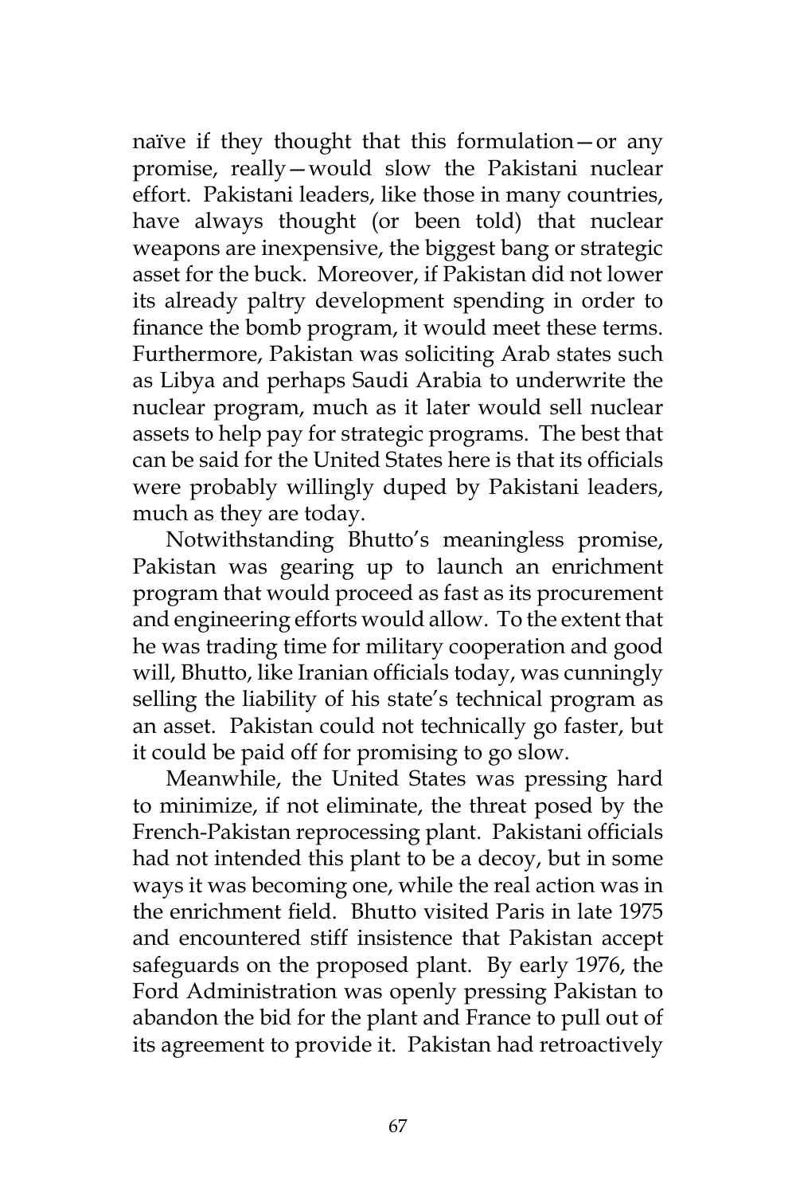naïve if they thought that this formulation—or any promise, really—would slow the Pakistani nuclear effort. Pakistani leaders, like those in many countries, have always thought (or been told) that nuclear weapons are inexpensive, the biggest bang or strategic asset for the buck. Moreover, if Pakistan did not lower its already paltry development spending in order to finance the bomb program, it would meet these terms. Furthermore, Pakistan was soliciting Arab states such as Libya and perhaps Saudi Arabia to underwrite the nuclear program, much as it later would sell nuclear assets to help pay for strategic programs. The best that can be said for the United States here is that its officials were probably willingly duped by Pakistani leaders, much as they are today.

Notwithstanding Bhutto's meaningless promise, Pakistan was gearing up to launch an enrichment program that would proceed as fast as its procurement and engineering efforts would allow. To the extent that he was trading time for military cooperation and good will, Bhutto, like Iranian officials today, was cunningly selling the liability of his state's technical program as an asset. Pakistan could not technically go faster, but it could be paid off for promising to go slow.

Meanwhile, the United States was pressing hard to minimize, if not eliminate, the threat posed by the French-Pakistan reprocessing plant. Pakistani officials had not intended this plant to be a decoy, but in some ways it was becoming one, while the real action was in the enrichment field. Bhutto visited Paris in late 1975 and encountered stiff insistence that Pakistan accept safeguards on the proposed plant. By early 1976, the Ford Administration was openly pressing Pakistan to abandon the bid for the plant and France to pull out of its agreement to provide it. Pakistan had retroactively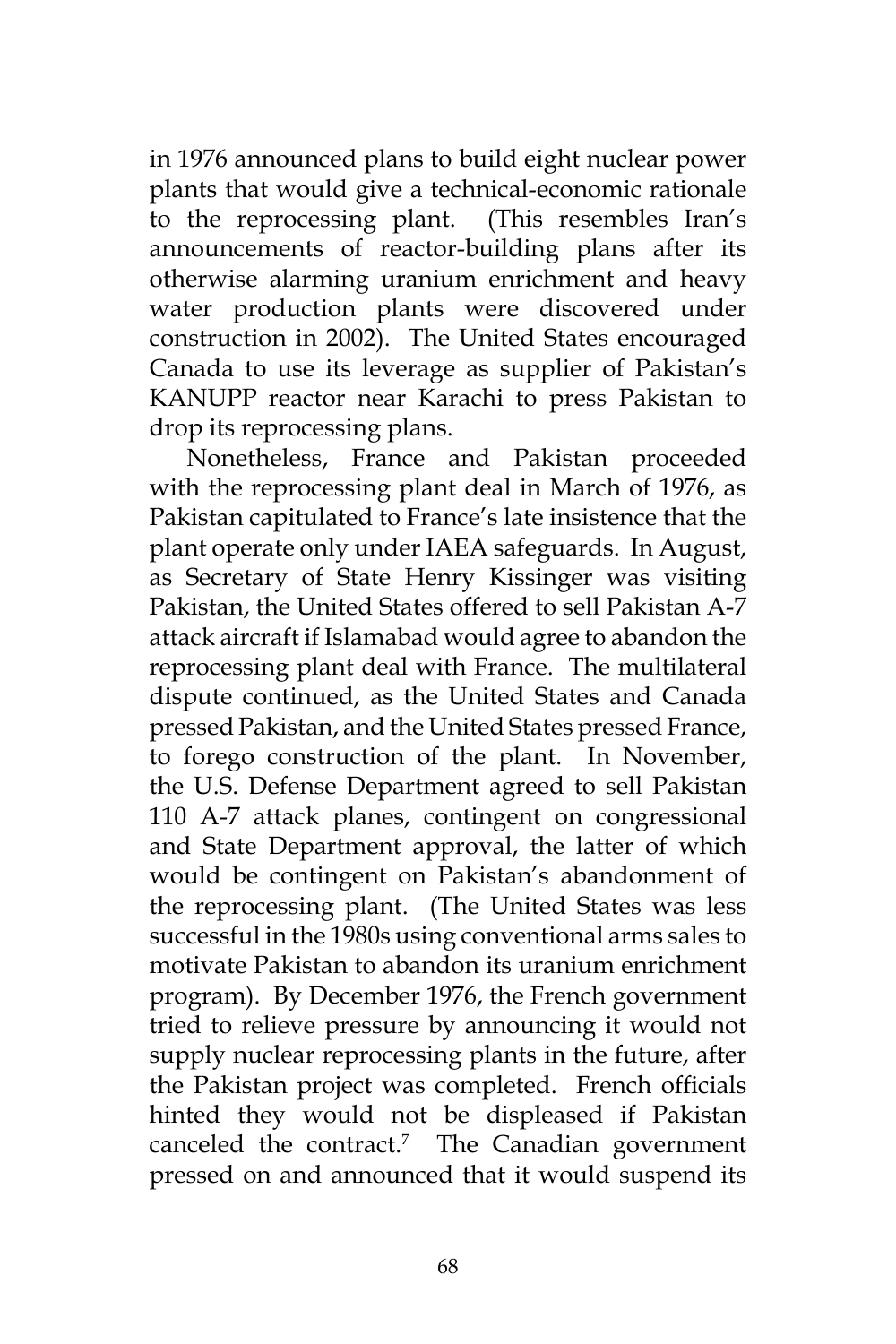in 1976 announced plans to build eight nuclear power plants that would give a technical-economic rationale to the reprocessing plant. (This resembles Iran's announcements of reactor-building plans after its otherwise alarming uranium enrichment and heavy water production plants were discovered under construction in 2002). The United States encouraged Canada to use its leverage as supplier of Pakistan's KANUPP reactor near Karachi to press Pakistan to drop its reprocessing plans.

Nonetheless, France and Pakistan proceeded with the reprocessing plant deal in March of 1976, as Pakistan capitulated to France's late insistence that the plant operate only under IAEA safeguards. In August, as Secretary of State Henry Kissinger was visiting Pakistan, the United States offered to sell Pakistan A-7 attack aircraft if Islamabad would agree to abandon the reprocessing plant deal with France. The multilateral dispute continued, as the United States and Canada pressed Pakistan, and the United States pressed France, to forego construction of the plant. In November, the U.S. Defense Department agreed to sell Pakistan 110 A-7 attack planes, contingent on congressional and State Department approval, the latter of which would be contingent on Pakistan's abandonment of the reprocessing plant. (The United States was less successful in the 1980s using conventional arms sales to motivate Pakistan to abandon its uranium enrichment program). By December 1976, the French government tried to relieve pressure by announcing it would not supply nuclear reprocessing plants in the future, after the Pakistan project was completed. French officials hinted they would not be displeased if Pakistan canceled the contract.[7] The Canadian government pressed on and announced that it would suspend its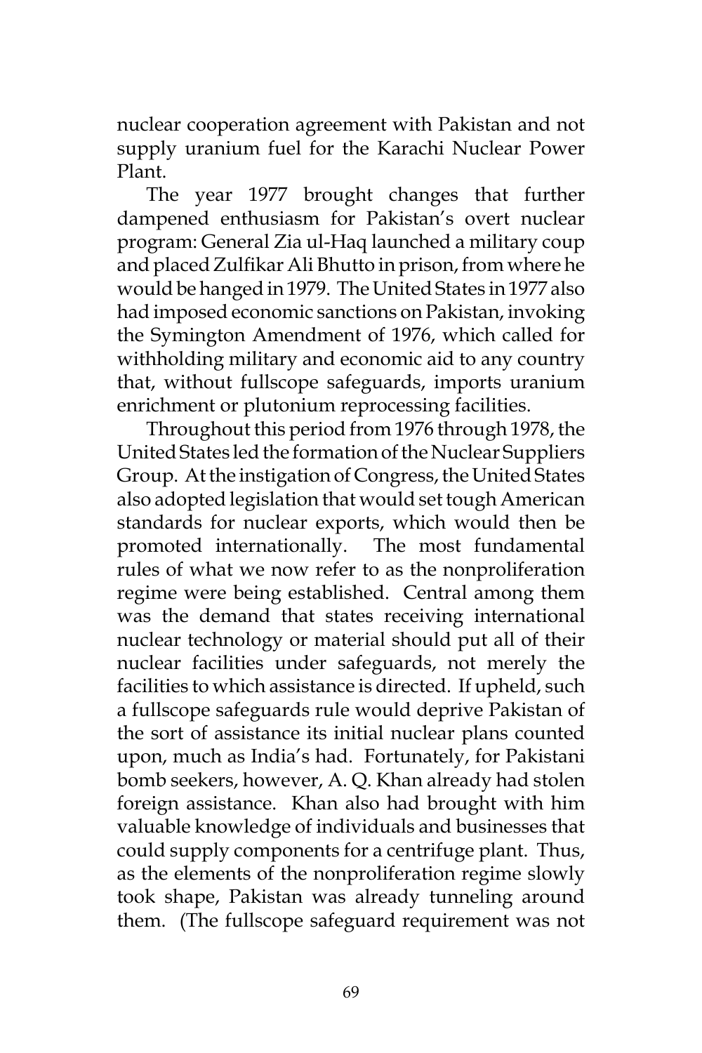nuclear cooperation agreement with Pakistan and not supply uranium fuel for the Karachi Nuclear Power Plant.

The year 1977 brought changes that further dampened enthusiasm for Pakistan's overt nuclear program: General Zia ul-Haq launched a military coup and placed Zulfikar Ali Bhutto in prison, from where he would be hanged in 1979. The United States in 1977 also had imposed economic sanctions on Pakistan, invoking the Symington Amendment of 1976, which called for withholding military and economic aid to any country that, without fullscope safeguards, imports uranium enrichment or plutonium reprocessing facilities.

Throughout this period from 1976 through 1978, the United States led the formation of the Nuclear Suppliers Group. At the instigation of Congress, the United States also adopted legislation that would set tough American standards for nuclear exports, which would then be promoted internationally. The most fundamental rules of what we now refer to as the nonproliferation regime were being established. Central among them was the demand that states receiving international nuclear technology or material should put all of their nuclear facilities under safeguards, not merely the facilities to which assistance is directed. If upheld, such a fullscope safeguards rule would deprive Pakistan of the sort of assistance its initial nuclear plans counted upon, much as India's had. Fortunately, for Pakistani bomb seekers, however, A. Q. Khan already had stolen foreign assistance. Khan also had brought with him valuable knowledge of individuals and businesses that could supply components for a centrifuge plant. Thus, as the elements of the nonproliferation regime slowly took shape, Pakistan was already tunneling around them. (The fullscope safeguard requirement was not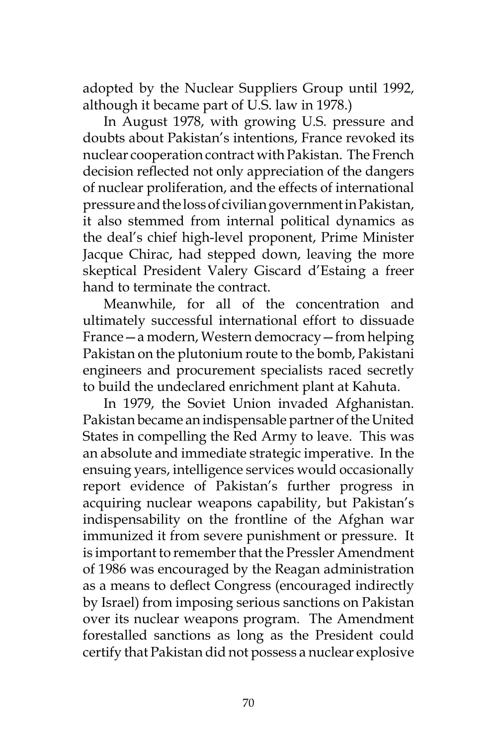adopted by the Nuclear Suppliers Group until 1992, although it became part of U.S. law in 1978.)

In August 1978, with growing U.S. pressure and doubts about Pakistan's intentions, France revoked its nuclear cooperation contract with Pakistan. The French decision reflected not only appreciation of the dangers of nuclear proliferation, and the effects of international pressure and the loss of civilian government in Pakistan, it also stemmed from internal political dynamics as the deal's chief high-level proponent, Prime Minister Jacque Chirac, had stepped down, leaving the more skeptical President Valery Giscard d'Estaing a freer hand to terminate the contract.

Meanwhile, for all of the concentration and ultimately successful international effort to dissuade France—a modern, Western democracy—from helping Pakistan on the plutonium route to the bomb, Pakistani engineers and procurement specialists raced secretly to build the undeclared enrichment plant at Kahuta.

In 1979, the Soviet Union invaded Afghanistan. Pakistan became an indispensable partner of the United States in compelling the Red Army to leave. This was an absolute and immediate strategic imperative. In the ensuing years, intelligence services would occasionally report evidence of Pakistan's further progress in acquiring nuclear weapons capability, but Pakistan's indispensability on the frontline of the Afghan war immunized it from severe punishment or pressure. It is important to remember that the Pressler Amendment of 1986 was encouraged by the Reagan administration as a means to deflect Congress (encouraged indirectly by Israel) from imposing serious sanctions on Pakistan over its nuclear weapons program. The Amendment forestalled sanctions as long as the President could certify that Pakistan did not possess a nuclear explosive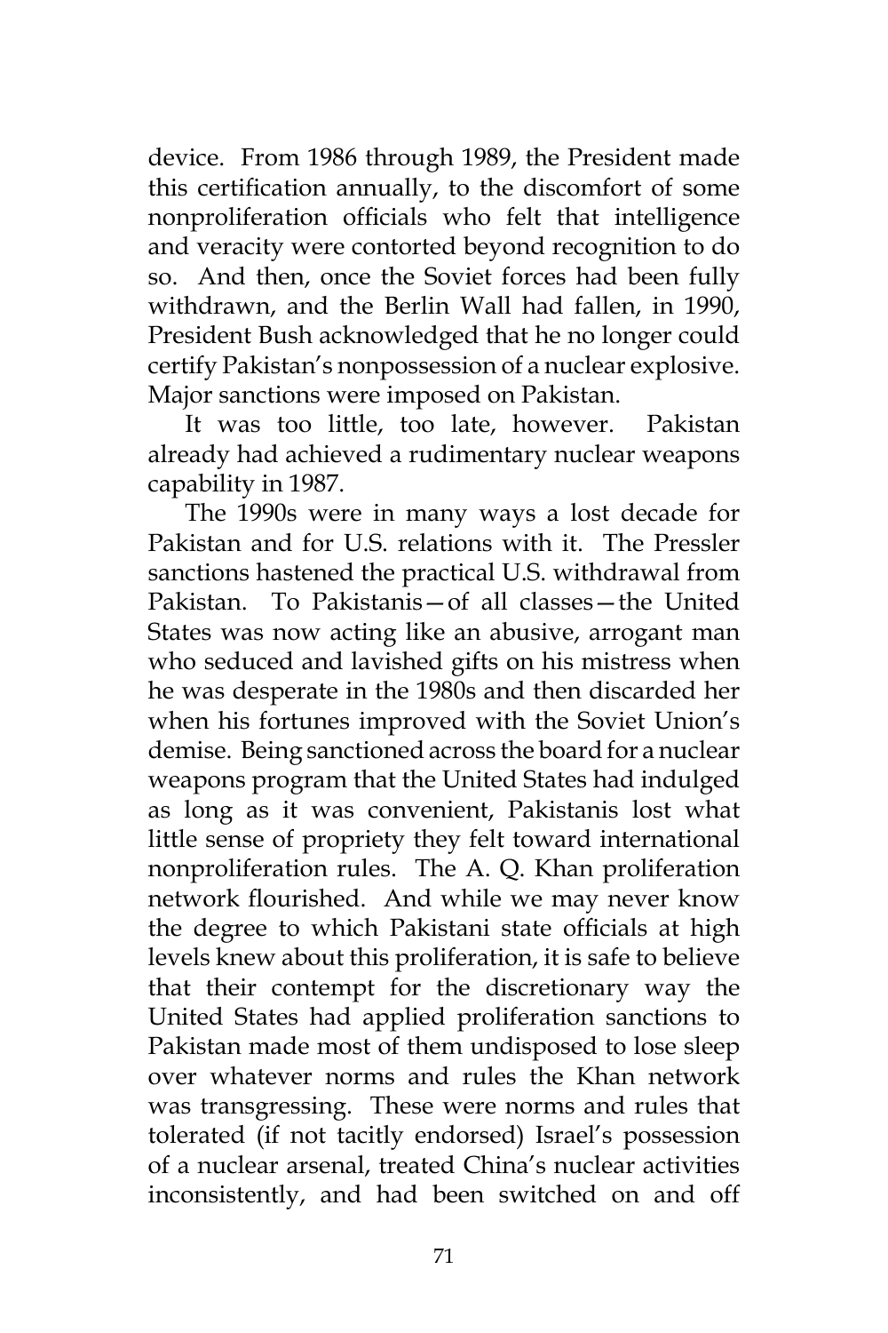device. From 1986 through 1989, the President made this certification annually, to the discomfort of some nonproliferation officials who felt that intelligence and veracity were contorted beyond recognition to do so. And then, once the Soviet forces had been fully withdrawn, and the Berlin Wall had fallen, in 1990, President Bush acknowledged that he no longer could certify Pakistan's nonpossession of a nuclear explosive. Major sanctions were imposed on Pakistan.

It was too little, too late, however. Pakistan already had achieved a rudimentary nuclear weapons capability in 1987.

The 1990s were in many ways a lost decade for Pakistan and for U.S. relations with it. The Pressler sanctions hastened the practical U.S. withdrawal from Pakistan. To Pakistanis—of all classes—the United States was now acting like an abusive, arrogant man who seduced and lavished gifts on his mistress when he was desperate in the 1980s and then discarded her when his fortunes improved with the Soviet Union's demise. Being sanctioned across the board for a nuclear weapons program that the United States had indulged as long as it was convenient, Pakistanis lost what little sense of propriety they felt toward international nonproliferation rules. The A. Q. Khan proliferation network flourished. And while we may never know the degree to which Pakistani state officials at high levels knew about this proliferation, it is safe to believe that their contempt for the discretionary way the United States had applied proliferation sanctions to Pakistan made most of them undisposed to lose sleep over whatever norms and rules the Khan network was transgressing. These were norms and rules that tolerated (if not tacitly endorsed) Israel's possession of a nuclear arsenal, treated China's nuclear activities inconsistently, and had been switched on and off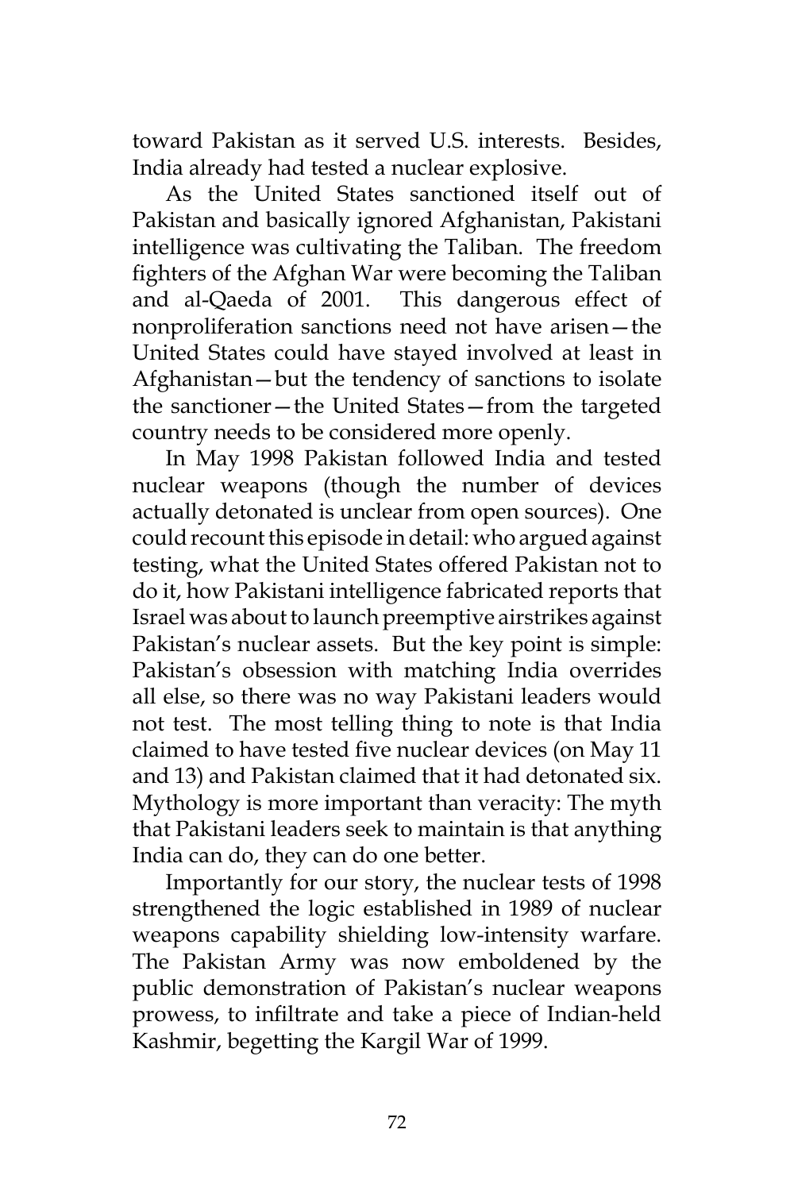toward Pakistan as it served U.S. interests. Besides, India already had tested a nuclear explosive.

As the United States sanctioned itself out of Pakistan and basically ignored Afghanistan, Pakistani intelligence was cultivating the Taliban. The freedom fighters of the Afghan War were becoming the Taliban and al-Qaeda of 2001. This dangerous effect of nonproliferation sanctions need not have arisen—the United States could have stayed involved at least in Afghanistan—but the tendency of sanctions to isolate the sanctioner—the United States—from the targeted country needs to be considered more openly.

In May 1998 Pakistan followed India and tested nuclear weapons (though the number of devices actually detonated is unclear from open sources). One could recount this episode in detail: who argued against testing, what the United States offered Pakistan not to do it, how Pakistani intelligence fabricated reports that Israel was about to launch preemptive airstrikes against Pakistan's nuclear assets. But the key point is simple: Pakistan's obsession with matching India overrides all else, so there was no way Pakistani leaders would not test. The most telling thing to note is that India claimed to have tested five nuclear devices (on May 11 and 13) and Pakistan claimed that it had detonated six. Mythology is more important than veracity: The myth that Pakistani leaders seek to maintain is that anything India can do, they can do one better.

Importantly for our story, the nuclear tests of 1998 strengthened the logic established in 1989 of nuclear weapons capability shielding low-intensity warfare. The Pakistan Army was now emboldened by the public demonstration of Pakistan's nuclear weapons prowess, to infiltrate and take a piece of Indian-held Kashmir, begetting the Kargil War of 1999.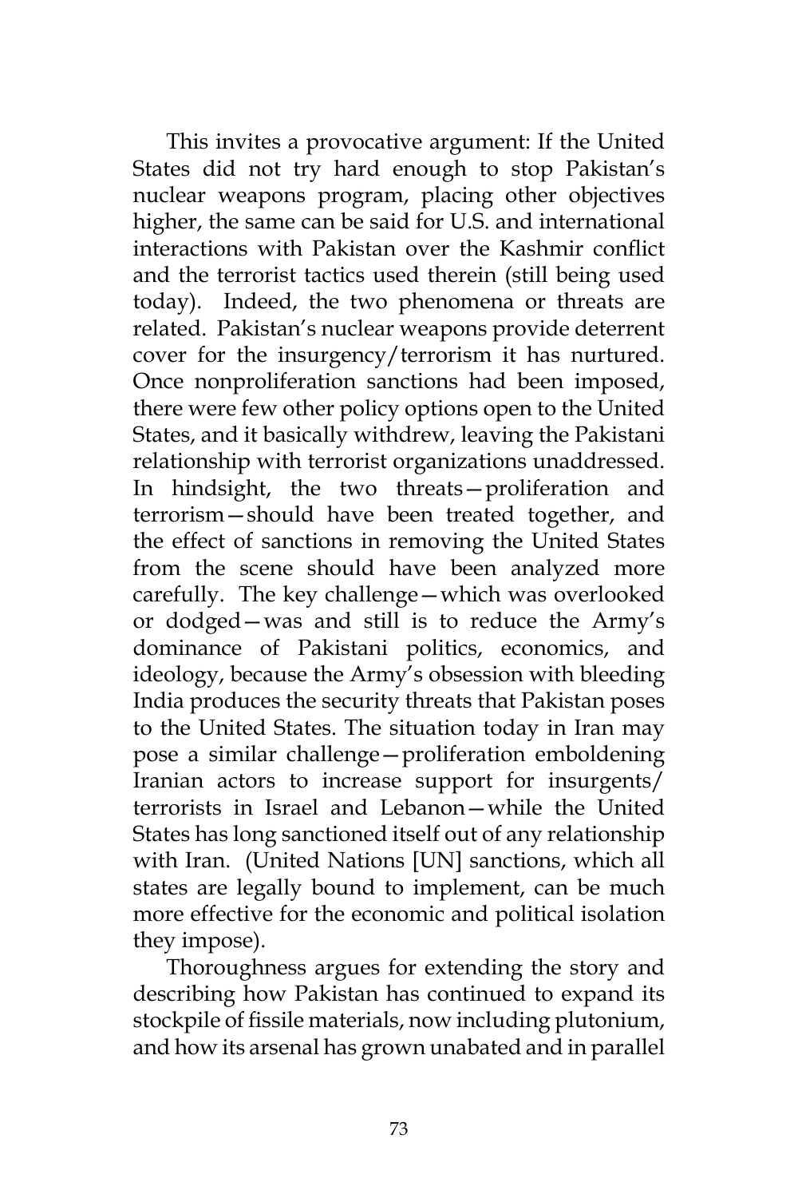This invites a provocative argument: If the United States did not try hard enough to stop Pakistan's nuclear weapons program, placing other objectives higher, the same can be said for U.S. and international interactions with Pakistan over the Kashmir conflict and the terrorist tactics used therein (still being used today). Indeed, the two phenomena or threats are related. Pakistan's nuclear weapons provide deterrent cover for the insurgency/terrorism it has nurtured. Once nonproliferation sanctions had been imposed, there were few other policy options open to the United States, and it basically withdrew, leaving the Pakistani relationship with terrorist organizations unaddressed. In hindsight, the two threats—proliferation and terrorism—should have been treated together, and the effect of sanctions in removing the United States from the scene should have been analyzed more carefully. The key challenge—which was overlooked or dodged—was and still is to reduce the Army's dominance of Pakistani politics, economics, and ideology, because the Army's obsession with bleeding India produces the security threats that Pakistan poses to the United States. The situation today in Iran may pose a similar challenge—proliferation emboldening Iranian actors to increase support for insurgents/terrorists in Israel and Lebanon—while the United States has long sanctioned itself out of any relationship with Iran. (United Nations [UN] sanctions, which all states are legally bound to implement, can be much more effective for the economic and political isolation they impose).

Thoroughness argues for extending the story and describing how Pakistan has continued to expand its stockpile of fissile materials, now including plutonium, and how its arsenal has grown unabated and in parallel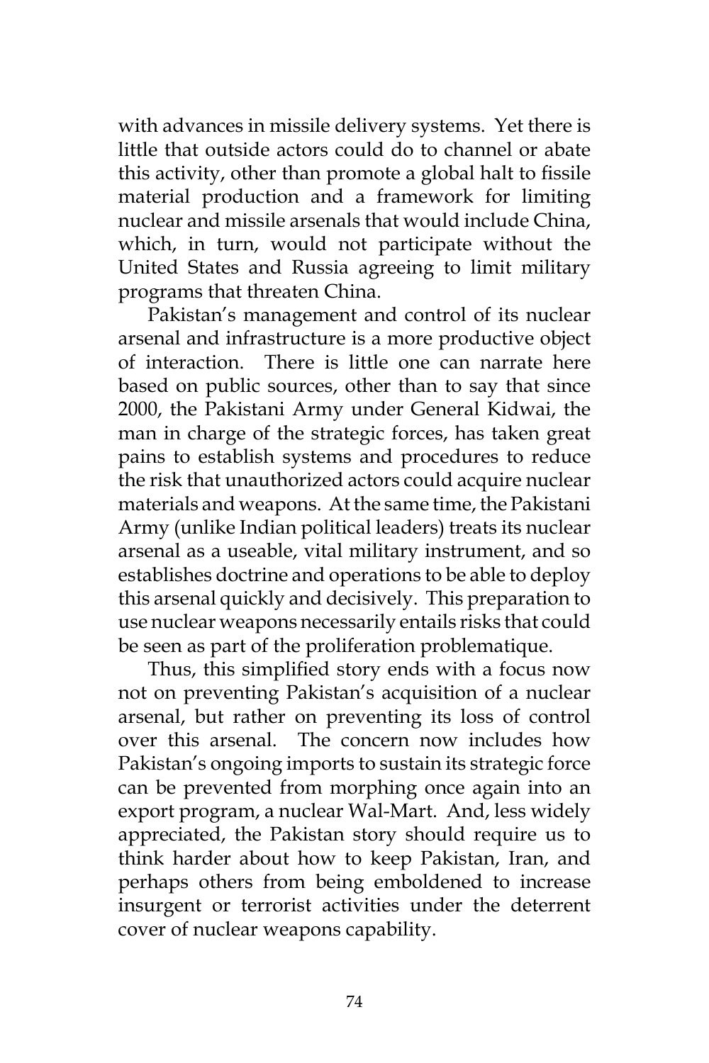with advances in missile delivery systems. Yet there is little that outside actors could do to channel or abate this activity, other than promote a global halt to fissile material production and a framework for limiting nuclear and missile arsenals that would include China, which, in turn, would not participate without the United States and Russia agreeing to limit military programs that threaten China.

Pakistan's management and control of its nuclear arsenal and infrastructure is a more productive object of interaction. There is little one can narrate here based on public sources, other than to say that since 2000, the Pakistani Army under General Kidwai, the man in charge of the strategic forces, has taken great pains to establish systems and procedures to reduce the risk that unauthorized actors could acquire nuclear materials and weapons. At the same time, the Pakistani Army (unlike Indian political leaders) treats its nuclear arsenal as a useable, vital military instrument, and so establishes doctrine and operations to be able to deploy this arsenal quickly and decisively. This preparation to use nuclear weapons necessarily entails risks that could be seen as part of the proliferation problematique.

Thus, this simplified story ends with a focus now not on preventing Pakistan's acquisition of a nuclear arsenal, but rather on preventing its loss of control over this arsenal. The concern now includes how Pakistan's ongoing imports to sustain its strategic force can be prevented from morphing once again into an export program, a nuclear Wal-Mart. And, less widely appreciated, the Pakistan story should require us to think harder about how to keep Pakistan, Iran, and perhaps others from being emboldened to increase insurgent or terrorist activities under the deterrent cover of nuclear weapons capability.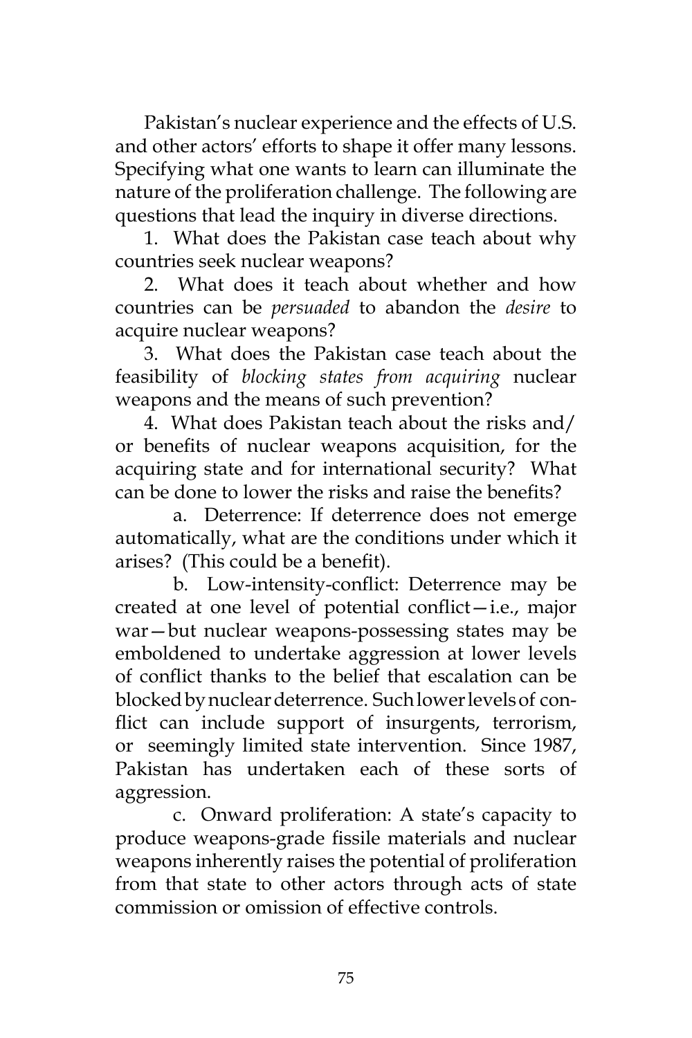Pakistan's nuclear experience and the effects of U.S. and other actors' efforts to shape it offer many lessons. Specifying what one wants to learn can illuminate the nature of the proliferation challenge. The following are questions that lead the inquiry in diverse directions.

1. What does the Pakistan case teach about why countries seek nuclear weapons?

2. What does it teach about whether and how countries can be *persuaded* to abandon the *desire* to acquire nuclear weapons?

3. What does the Pakistan case teach about the feasibility of *blocking states from acquiring* nuclear weapons and the means of such prevention?

4. What does Pakistan teach about the risks and/or benefits of nuclear weapons acquisition, for the acquiring state and for international security? What can be done to lower the risks and raise the benefits?

   a. Deterrence: If deterrence does not emerge automatically, what are the conditions under which it arises? (This could be a benefit).

   b. Low-intensity-conflict: Deterrence may be created at one level of potential conflict—i.e., major war—but nuclear weapons-possessing states may be emboldened to undertake aggression at lower levels of conflict thanks to the belief that escalation can be blocked by nuclear deterrence. Such lower levels of conflict can include support of insurgents, terrorism, or seemingly limited state intervention. Since 1987, Pakistan has undertaken each of these sorts of aggression.

   c. Onward proliferation: A state's capacity to produce weapons-grade fissile materials and nuclear weapons inherently raises the potential of proliferation from that state to other actors through acts of state commission or omission of effective controls.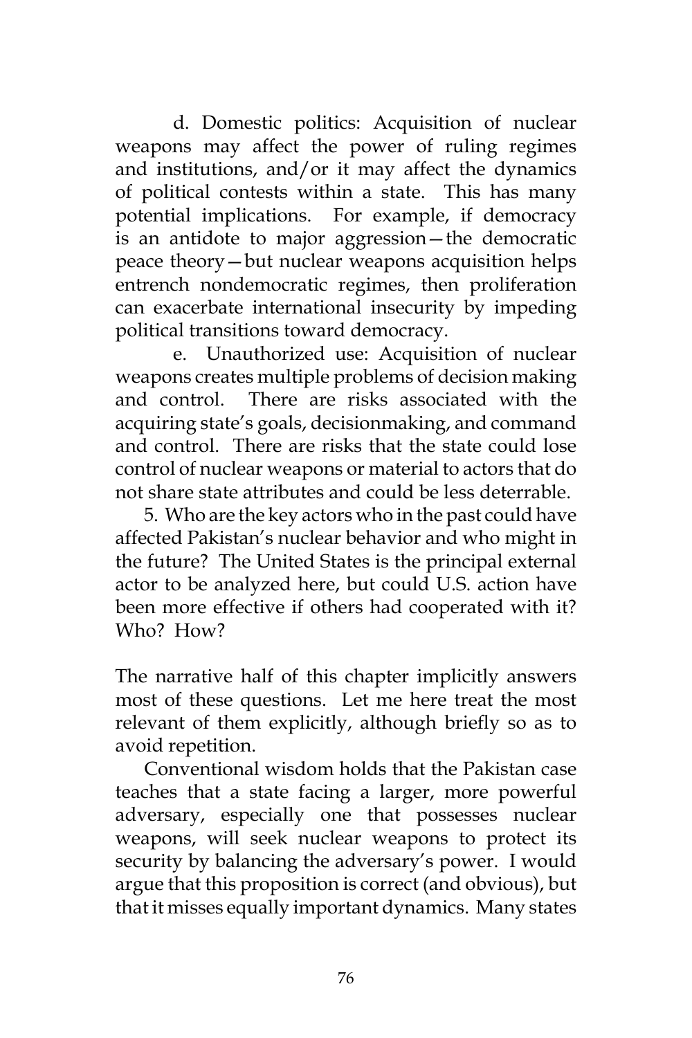d. Domestic politics: Acquisition of nuclear weapons may affect the power of ruling regimes and institutions, and/or it may affect the dynamics of political contests within a state. This has many potential implications. For example, if democracy is an antidote to major aggression—the democratic peace theory—but nuclear weapons acquisition helps entrench nondemocratic regimes, then proliferation can exacerbate international insecurity by impeding political transitions toward democracy.

e. Unauthorized use: Acquisition of nuclear weapons creates multiple problems of decision making and control. There are risks associated with the acquiring state's goals, decisionmaking, and command and control. There are risks that the state could lose control of nuclear weapons or material to actors that do not share state attributes and could be less deterrable.

5. Who are the key actors who in the past could have affected Pakistan's nuclear behavior and who might in the future? The United States is the principal external actor to be analyzed here, but could U.S. action have been more effective if others had cooperated with it? Who? How?

The narrative half of this chapter implicitly answers most of these questions. Let me here treat the most relevant of them explicitly, although briefly so as to avoid repetition.

Conventional wisdom holds that the Pakistan case teaches that a state facing a larger, more powerful adversary, especially one that possesses nuclear weapons, will seek nuclear weapons to protect its security by balancing the adversary's power. I would argue that this proposition is correct (and obvious), but that it misses equally important dynamics. Many states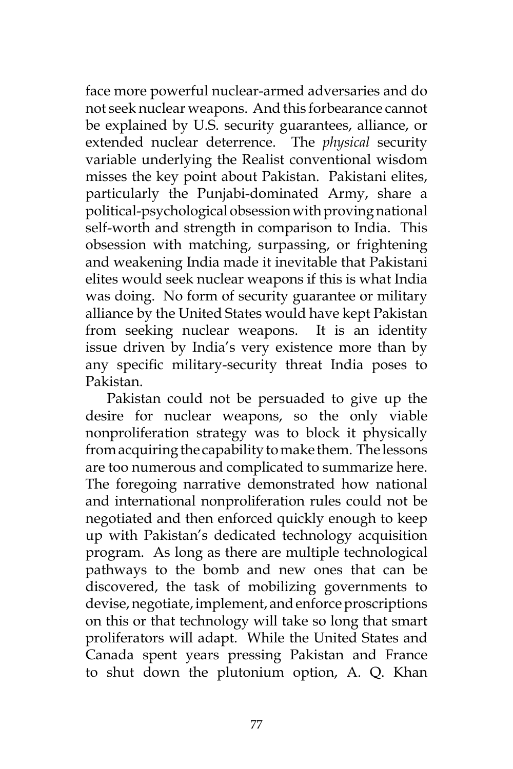face more powerful nuclear-armed adversaries and do not seek nuclear weapons. And this forbearance cannot be explained by U.S. security guarantees, alliance, or extended nuclear deterrence. The *physical* security variable underlying the Realist conventional wisdom misses the key point about Pakistan. Pakistani elites, particularly the Punjabi-dominated Army, share a political-psychological obsession with proving national self-worth and strength in comparison to India. This obsession with matching, surpassing, or frightening and weakening India made it inevitable that Pakistani elites would seek nuclear weapons if this is what India was doing. No form of security guarantee or military alliance by the United States would have kept Pakistan from seeking nuclear weapons. It is an identity issue driven by India's very existence more than by any specific military-security threat India poses to Pakistan.

Pakistan could not be persuaded to give up the desire for nuclear weapons, so the only viable nonproliferation strategy was to block it physically from acquiring the capability to make them. The lessons are too numerous and complicated to summarize here. The foregoing narrative demonstrated how national and international nonproliferation rules could not be negotiated and then enforced quickly enough to keep up with Pakistan's dedicated technology acquisition program. As long as there are multiple technological pathways to the bomb and new ones that can be discovered, the task of mobilizing governments to devise, negotiate, implement, and enforce proscriptions on this or that technology will take so long that smart proliferators will adapt. While the United States and Canada spent years pressing Pakistan and France to shut down the plutonium option, A. Q. Khan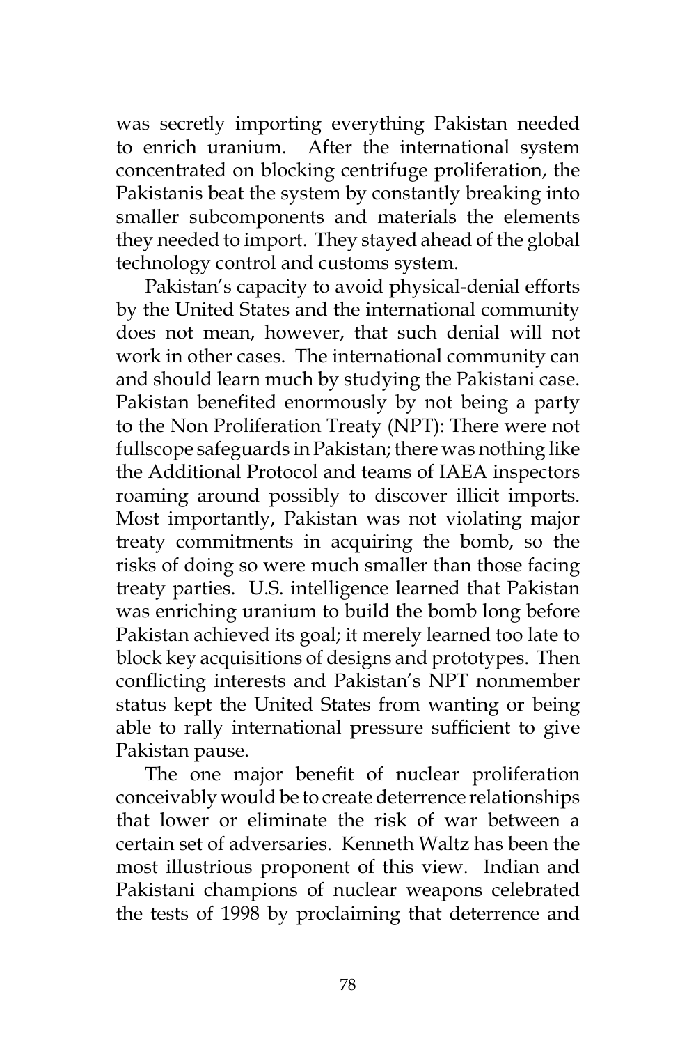was secretly importing everything Pakistan needed to enrich uranium. After the international system concentrated on blocking centrifuge proliferation, the Pakistanis beat the system by constantly breaking into smaller subcomponents and materials the elements they needed to import. They stayed ahead of the global technology control and customs system.

Pakistan's capacity to avoid physical-denial efforts by the United States and the international community does not mean, however, that such denial will not work in other cases. The international community can and should learn much by studying the Pakistani case. Pakistan benefited enormously by not being a party to the Non Proliferation Treaty (NPT): There were not fullscope safeguards in Pakistan; there was nothing like the Additional Protocol and teams of IAEA inspectors roaming around possibly to discover illicit imports. Most importantly, Pakistan was not violating major treaty commitments in acquiring the bomb, so the risks of doing so were much smaller than those facing treaty parties. U.S. intelligence learned that Pakistan was enriching uranium to build the bomb long before Pakistan achieved its goal; it merely learned too late to block key acquisitions of designs and prototypes. Then conflicting interests and Pakistan's NPT nonmember status kept the United States from wanting or being able to rally international pressure sufficient to give Pakistan pause.

The one major benefit of nuclear proliferation conceivably would be to create deterrence relationships that lower or eliminate the risk of war between a certain set of adversaries. Kenneth Waltz has been the most illustrious proponent of this view. Indian and Pakistani champions of nuclear weapons celebrated the tests of 1998 by proclaiming that deterrence and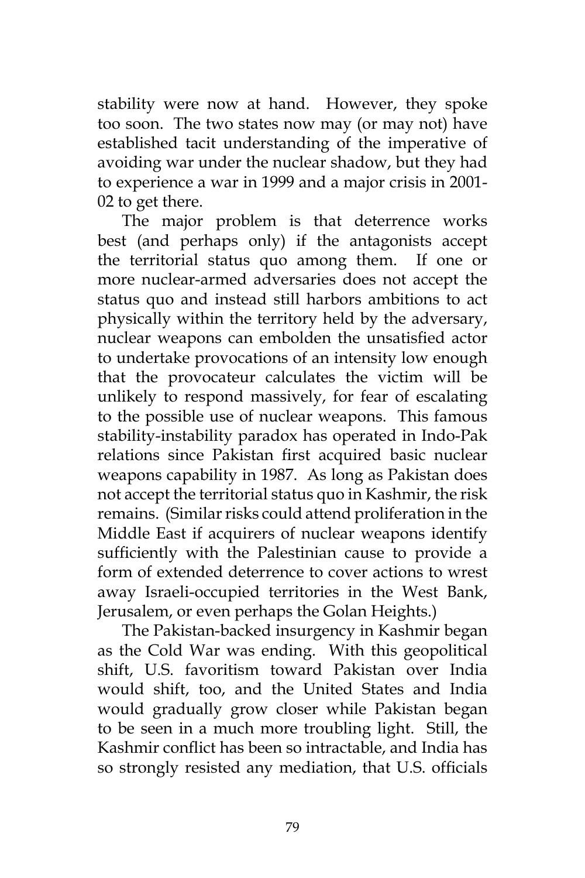stability were now at hand. However, they spoke too soon. The two states now may (or may not) have established tacit understanding of the imperative of avoiding war under the nuclear shadow, but they had to experience a war in 1999 and a major crisis in 2001-02 to get there.

The major problem is that deterrence works best (and perhaps only) if the antagonists accept the territorial status quo among them. If one or more nuclear-armed adversaries does not accept the status quo and instead still harbors ambitions to act physically within the territory held by the adversary, nuclear weapons can embolden the unsatisfied actor to undertake provocations of an intensity low enough that the provocateur calculates the victim will be unlikely to respond massively, for fear of escalating to the possible use of nuclear weapons. This famous stability-instability paradox has operated in Indo-Pak relations since Pakistan first acquired basic nuclear weapons capability in 1987. As long as Pakistan does not accept the territorial status quo in Kashmir, the risk remains. (Similar risks could attend proliferation in the Middle East if acquirers of nuclear weapons identify sufficiently with the Palestinian cause to provide a form of extended deterrence to cover actions to wrest away Israeli-occupied territories in the West Bank, Jerusalem, or even perhaps the Golan Heights.)

The Pakistan-backed insurgency in Kashmir began as the Cold War was ending. With this geopolitical shift, U.S. favoritism toward Pakistan over India would shift, too, and the United States and India would gradually grow closer while Pakistan began to be seen in a much more troubling light. Still, the Kashmir conflict has been so intractable, and India has so strongly resisted any mediation, that U.S. officials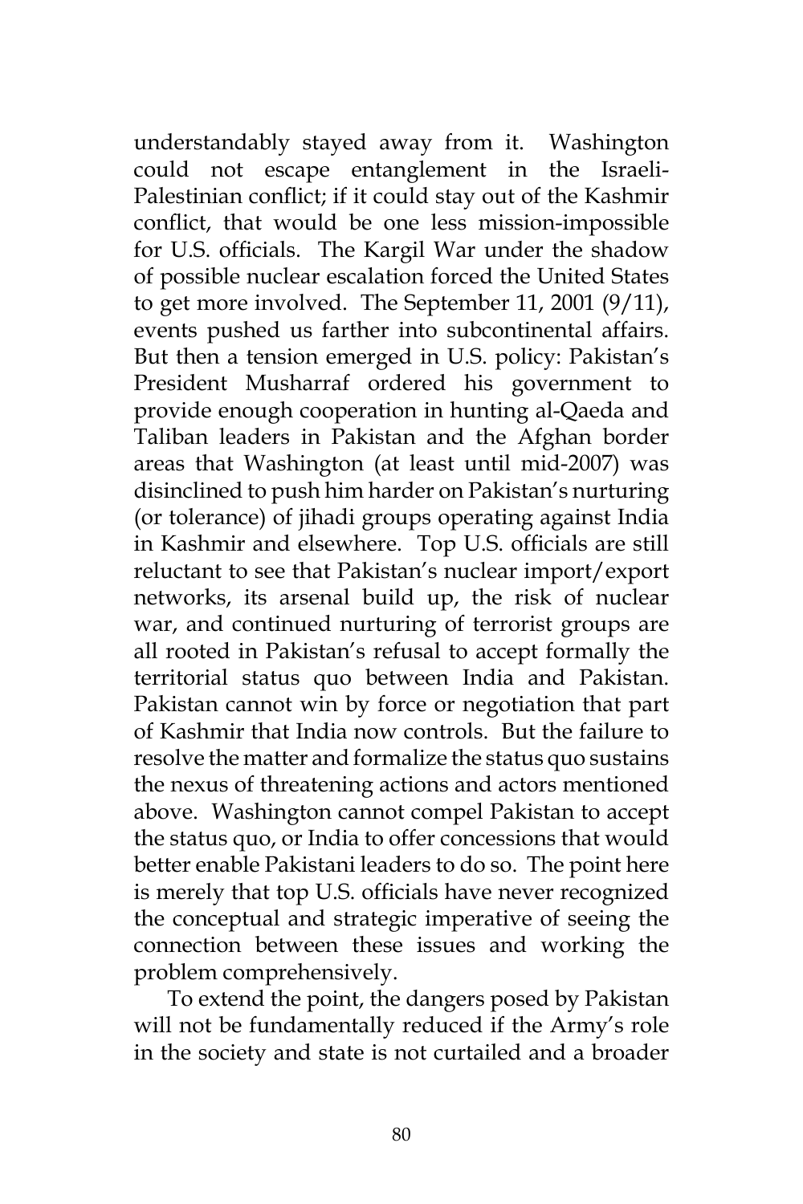understandably stayed away from it. Washington could not escape entanglement in the Israeli-Palestinian conflict; if it could stay out of the Kashmir conflict, that would be one less mission-impossible for U.S. officials. The Kargil War under the shadow of possible nuclear escalation forced the United States to get more involved. The September 11, 2001 (9/11), events pushed us farther into subcontinental affairs. But then a tension emerged in U.S. policy: Pakistan's President Musharraf ordered his government to provide enough cooperation in hunting al-Qaeda and Taliban leaders in Pakistan and the Afghan border areas that Washington (at least until mid-2007) was disinclined to push him harder on Pakistan's nurturing (or tolerance) of jihadi groups operating against India in Kashmir and elsewhere. Top U.S. officials are still reluctant to see that Pakistan's nuclear import/export networks, its arsenal build up, the risk of nuclear war, and continued nurturing of terrorist groups are all rooted in Pakistan's refusal to accept formally the territorial status quo between India and Pakistan. Pakistan cannot win by force or negotiation that part of Kashmir that India now controls. But the failure to resolve the matter and formalize the status quo sustains the nexus of threatening actions and actors mentioned above. Washington cannot compel Pakistan to accept the status quo, or India to offer concessions that would better enable Pakistani leaders to do so. The point here is merely that top U.S. officials have never recognized the conceptual and strategic imperative of seeing the connection between these issues and working the problem comprehensively.

To extend the point, the dangers posed by Pakistan will not be fundamentally reduced if the Army's role in the society and state is not curtailed and a broader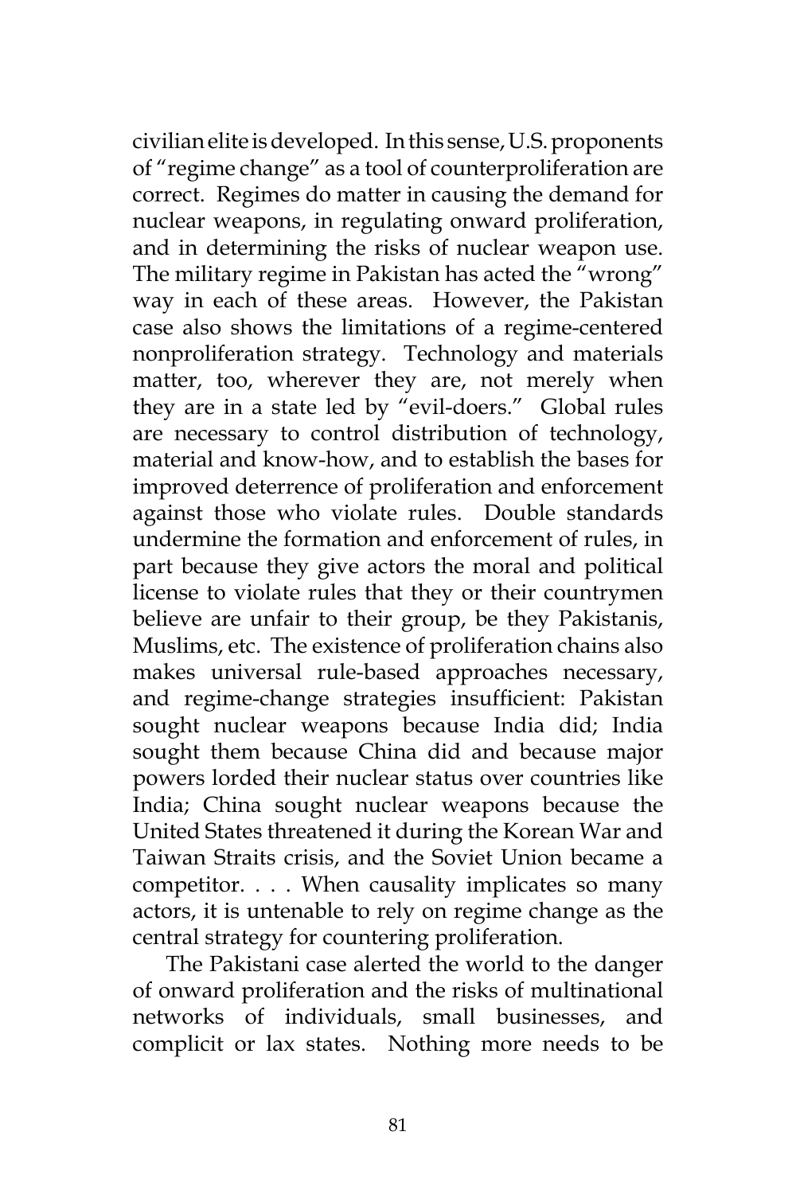civilian elite is developed. In this sense, U.S. proponents of "regime change" as a tool of counterproliferation are correct. Regimes do matter in causing the demand for nuclear weapons, in regulating onward proliferation, and in determining the risks of nuclear weapon use. The military regime in Pakistan has acted the "wrong" way in each of these areas. However, the Pakistan case also shows the limitations of a regime-centered nonproliferation strategy. Technology and materials matter, too, wherever they are, not merely when they are in a state led by "evil-doers." Global rules are necessary to control distribution of technology, material and know-how, and to establish the bases for improved deterrence of proliferation and enforcement against those who violate rules. Double standards undermine the formation and enforcement of rules, in part because they give actors the moral and political license to violate rules that they or their countrymen believe are unfair to their group, be they Pakistanis, Muslims, etc. The existence of proliferation chains also makes universal rule-based approaches necessary, and regime-change strategies insufficient: Pakistan sought nuclear weapons because India did; India sought them because China did and because major powers lorded their nuclear status over countries like India; China sought nuclear weapons because the United States threatened it during the Korean War and Taiwan Straits crisis, and the Soviet Union became a competitor. . . . When causality implicates so many actors, it is untenable to rely on regime change as the central strategy for countering proliferation.

The Pakistani case alerted the world to the danger of onward proliferation and the risks of multinational networks of individuals, small businesses, and complicit or lax states. Nothing more needs to be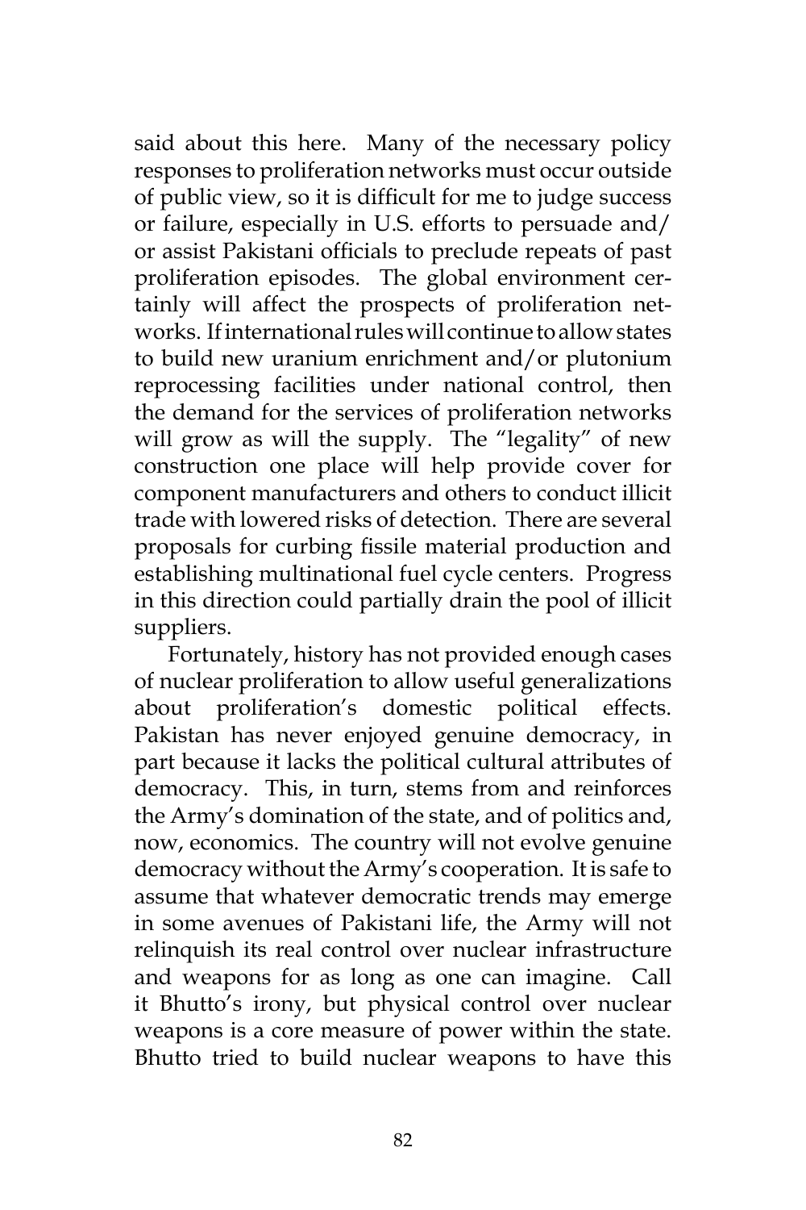said about this here. Many of the necessary policy responses to proliferation networks must occur outside of public view, so it is difficult for me to judge success or failure, especially in U.S. efforts to persuade and/or assist Pakistani officials to preclude repeats of past proliferation episodes. The global environment certainly will affect the prospects of proliferation networks. If international rules will continue to allow states to build new uranium enrichment and/or plutonium reprocessing facilities under national control, then the demand for the services of proliferation networks will grow as will the supply. The "legality" of new construction one place will help provide cover for component manufacturers and others to conduct illicit trade with lowered risks of detection. There are several proposals for curbing fissile material production and establishing multinational fuel cycle centers. Progress in this direction could partially drain the pool of illicit suppliers.

Fortunately, history has not provided enough cases of nuclear proliferation to allow useful generalizations about proliferation's domestic political effects. Pakistan has never enjoyed genuine democracy, in part because it lacks the political cultural attributes of democracy. This, in turn, stems from and reinforces the Army's domination of the state, and of politics and, now, economics. The country will not evolve genuine democracy without the Army's cooperation. It is safe to assume that whatever democratic trends may emerge in some avenues of Pakistani life, the Army will not relinquish its real control over nuclear infrastructure and weapons for as long as one can imagine. Call it Bhutto's irony, but physical control over nuclear weapons is a core measure of power within the state. Bhutto tried to build nuclear weapons to have this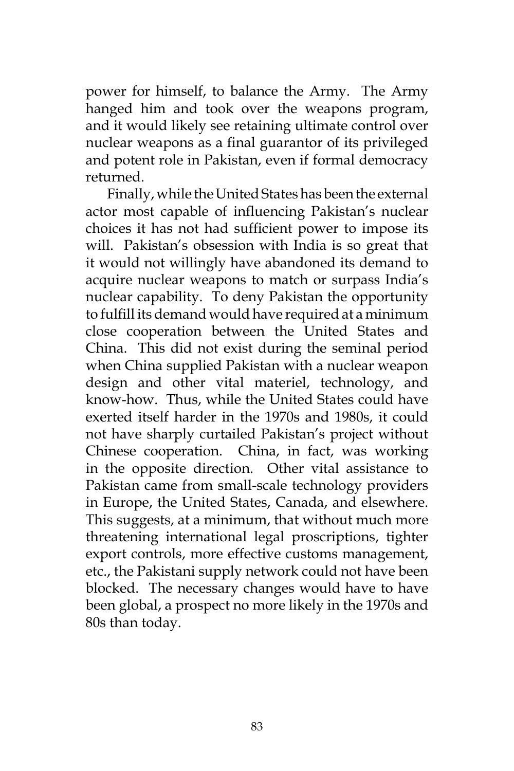power for himself, to balance the Army. The Army hanged him and took over the weapons program, and it would likely see retaining ultimate control over nuclear weapons as a final guarantor of its privileged and potent role in Pakistan, even if formal democracy returned.

Finally, while the United States has been the external actor most capable of influencing Pakistan's nuclear choices it has not had sufficient power to impose its will. Pakistan's obsession with India is so great that it would not willingly have abandoned its demand to acquire nuclear weapons to match or surpass India's nuclear capability. To deny Pakistan the opportunity to fulfill its demand would have required at a minimum close cooperation between the United States and China. This did not exist during the seminal period when China supplied Pakistan with a nuclear weapon design and other vital materiel, technology, and know-how. Thus, while the United States could have exerted itself harder in the 1970s and 1980s, it could not have sharply curtailed Pakistan's project without Chinese cooperation. China, in fact, was working in the opposite direction. Other vital assistance to Pakistan came from small-scale technology providers in Europe, the United States, Canada, and elsewhere. This suggests, at a minimum, that without much more threatening international legal proscriptions, tighter export controls, more effective customs management, etc., the Pakistani supply network could not have been blocked. The necessary changes would have to have been global, a prospect no more likely in the 1970s and 80s than today.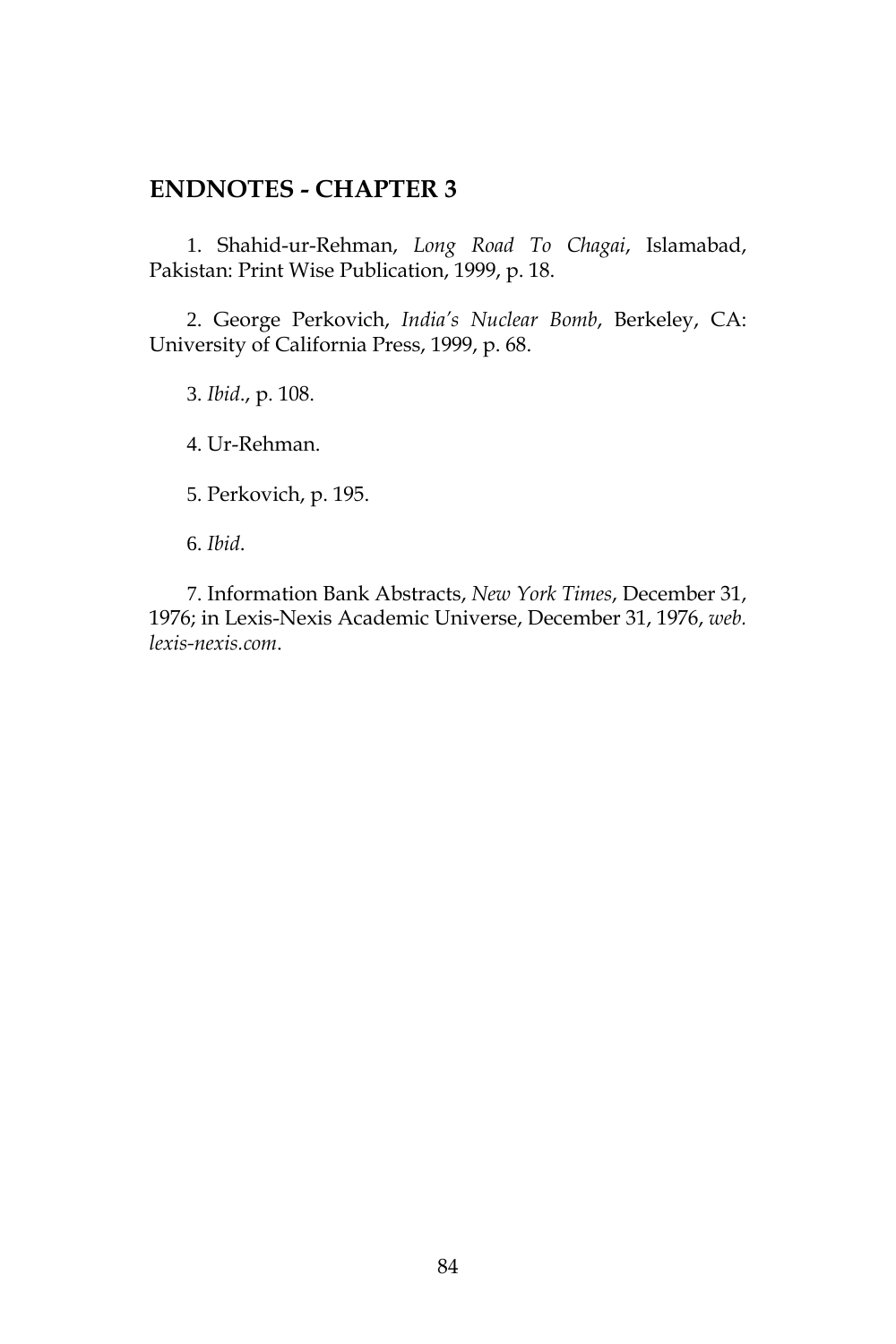## ENDNOTES - CHAPTER 3

1. Shahid-ur-Rehman, *Long Road To Chagai*, Islamabad, Pakistan: Print Wise Publication, 1999, p. 18.

2. George Perkovich, *India's Nuclear Bomb*, Berkeley, CA: University of California Press, 1999, p. 68.

3. *Ibid*., p. 108.

4. Ur-Rehman.

5. Perkovich, p. 195.

6. *Ibid*.

7. Information Bank Abstracts, *New York Times*, December 31, 1976; in Lexis-Nexis Academic Universe, December 31, 1976, *web.lexis-nexis.com*.